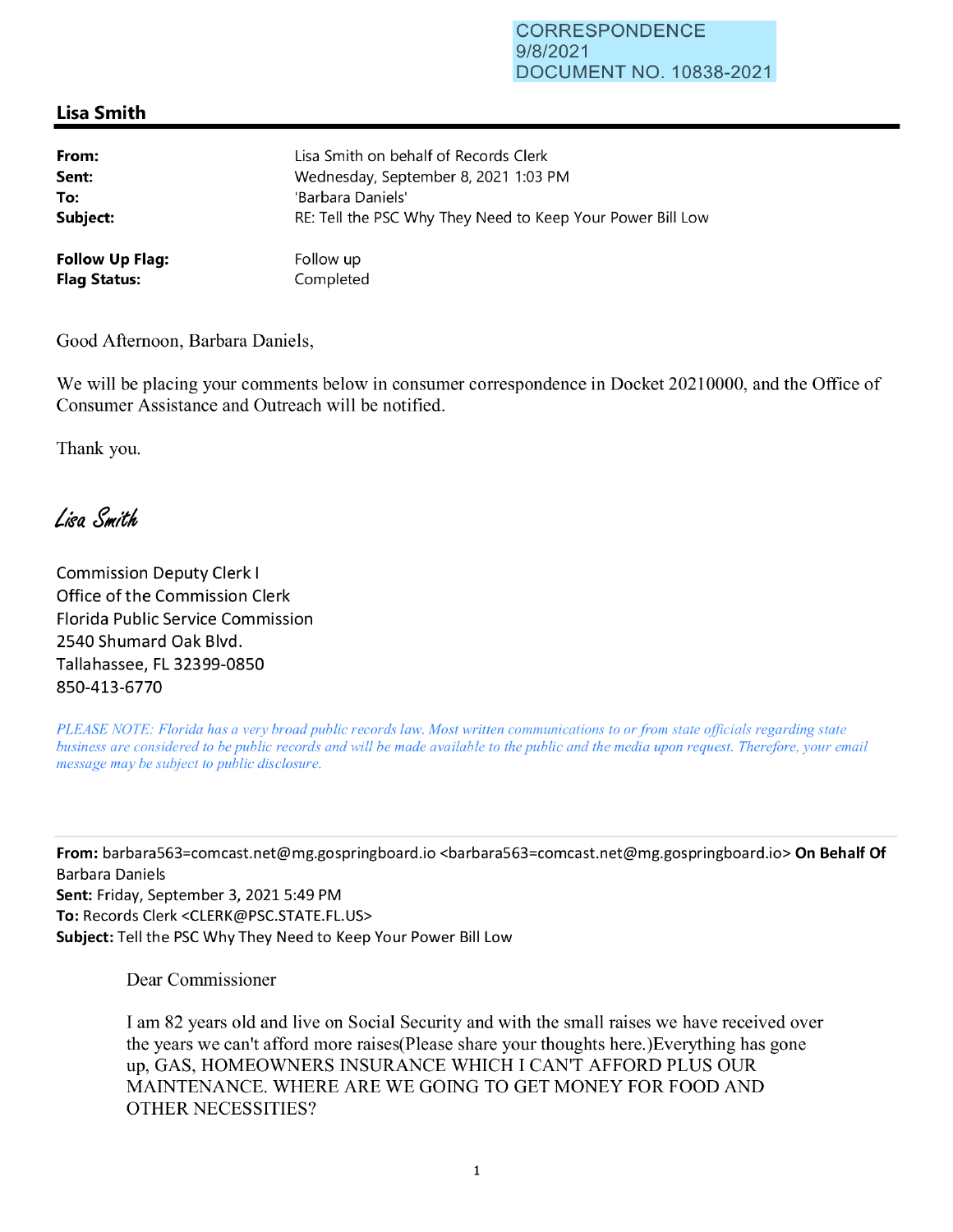CORRESPONDENCE
9/8/2021
DOCUMENT NO. 10838-2021

## Lisa Smith

| | |
|---|---|
| **From:** | Lisa Smith on behalf of Records Clerk |
| **Sent:** | Wednesday, September 8, 2021 1:03 PM |
| **To:** | 'Barbara Daniels' |
| **Subject:** | RE: Tell the PSC Why They Need to Keep Your Power Bill Low |
| **Follow Up Flag:** | Follow up |
| **Flag Status:** | Completed |

Good Afternoon, Barbara Daniels,

We will be placing your comments below in consumer correspondence in Docket 20210000, and the Office of Consumer Assistance and Outreach will be notified.

Thank you.

*Lisa Smith*

Commission Deputy Clerk I
Office of the Commission Clerk
Florida Public Service Commission
2540 Shumard Oak Blvd.
Tallahassee, FL 32399-0850
850-413-6770

*PLEASE NOTE: Florida has a very broad public records law. Most written communications to or from state officials regarding state business are considered to be public records and will be made available to the public and the media upon request. Therefore, your email message may be subject to public disclosure.*

---

**From:** barbara563=comcast.net@mg.gospringboard.io <barbara563=comcast.net@mg.gospringboard.io> **On Behalf Of** Barbara Daniels
**Sent:** Friday, September 3, 2021 5:49 PM
**To:** Records Clerk <CLERK@PSC.STATE.FL.US>
**Subject:** Tell the PSC Why They Need to Keep Your Power Bill Low

Dear Commissioner

I am 82 years old and live on Social Security and with the small raises we have received over the years we can't afford more raises(Please share your thoughts here.)Everything has gone up, GAS, HOMEOWNERS INSURANCE WHICH I CAN'T AFFORD PLUS OUR MAINTENANCE. WHERE ARE WE GOING TO GET MONEY FOR FOOD AND OTHER NECESSITIES?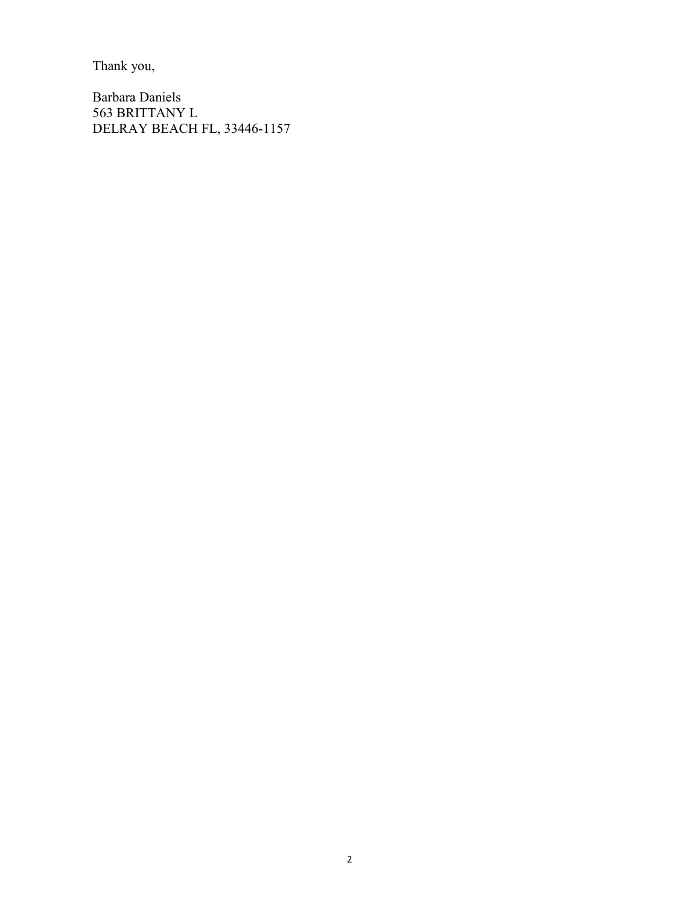Thank you,

Barbara Daniels
563 BRITTANY L
DELRAY BEACH FL, 33446-1157